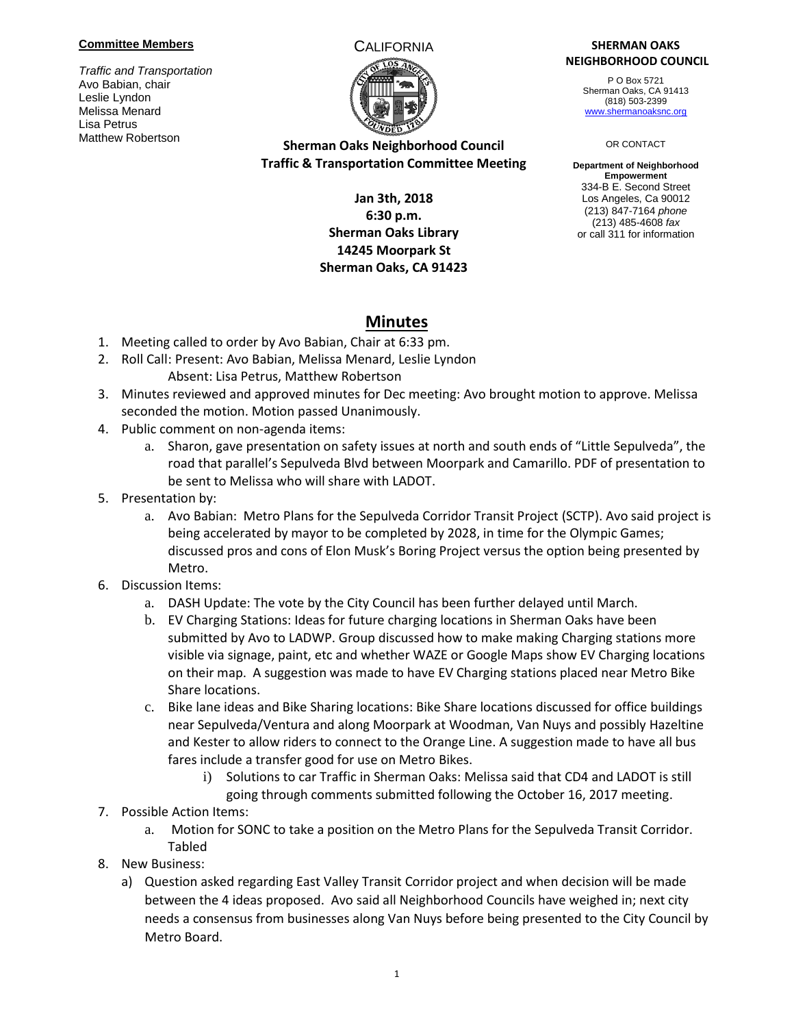**Committee Members**

*Traffic and Transportation*
Avo Babian, chair
Leslie Lyndon
Melissa Menard
Lisa Petrus
Matthew Robertson

CALIFORNIA

**Sherman Oaks Neighborhood Council**
**Traffic & Transportation Committee Meeting**

**Jan 3th, 2018**
**6:30 p.m.**
**Sherman Oaks Library**
**14245 Moorpark St**
**Sherman Oaks, CA 91423**

**SHERMAN OAKS NEIGHBORHOOD COUNCIL**

P O Box 5721
Sherman Oaks, CA 91413
(818) 503-2399
www.shermanoaksnc.org

OR CONTACT

**Department of Neighborhood Empowerment**
334-B E. Second Street
Los Angeles, Ca 90012
(213) 847-7164 *phone*
(213) 485-4608 *fax*
or call 311 for information

# Minutes

1. Meeting called to order by Avo Babian, Chair at 6:33 pm.
2. Roll Call: Present: Avo Babian, Melissa Menard, Leslie Lyndon
   Absent: Lisa Petrus, Matthew Robertson
3. Minutes reviewed and approved minutes for Dec meeting: Avo brought motion to approve. Melissa seconded the motion. Motion passed Unanimously.
4. Public comment on non-agenda items:
   a. Sharon, gave presentation on safety issues at north and south ends of "Little Sepulveda", the road that parallel's Sepulveda Blvd between Moorpark and Camarillo. PDF of presentation to be sent to Melissa who will share with LADOT.
5. Presentation by:
   a. Avo Babian: Metro Plans for the Sepulveda Corridor Transit Project (SCTP). Avo said project is being accelerated by mayor to be completed by 2028, in time for the Olympic Games; discussed pros and cons of Elon Musk's Boring Project versus the option being presented by Metro.
6. Discussion Items:
   a. DASH Update: The vote by the City Council has been further delayed until March.
   b. EV Charging Stations: Ideas for future charging locations in Sherman Oaks have been submitted by Avo to LADWP. Group discussed how to make making Charging stations more visible via signage, paint, etc and whether WAZE or Google Maps show EV Charging locations on their map. A suggestion was made to have EV Charging stations placed near Metro Bike Share locations.
   c. Bike lane ideas and Bike Sharing locations: Bike Share locations discussed for office buildings near Sepulveda/Ventura and along Moorpark at Woodman, Van Nuys and possibly Hazeltine and Kester to allow riders to connect to the Orange Line. A suggestion made to have all bus fares include a transfer good for use on Metro Bikes.
      i) Solutions to car Traffic in Sherman Oaks: Melissa said that CD4 and LADOT is still going through comments submitted following the October 16, 2017 meeting.
7. Possible Action Items:
   a. Motion for SONC to take a position on the Metro Plans for the Sepulveda Transit Corridor. Tabled
8. New Business:
   a) Question asked regarding East Valley Transit Corridor project and when decision will be made between the 4 ideas proposed. Avo said all Neighborhood Councils have weighed in; next city needs a consensus from businesses along Van Nuys before being presented to the City Council by Metro Board.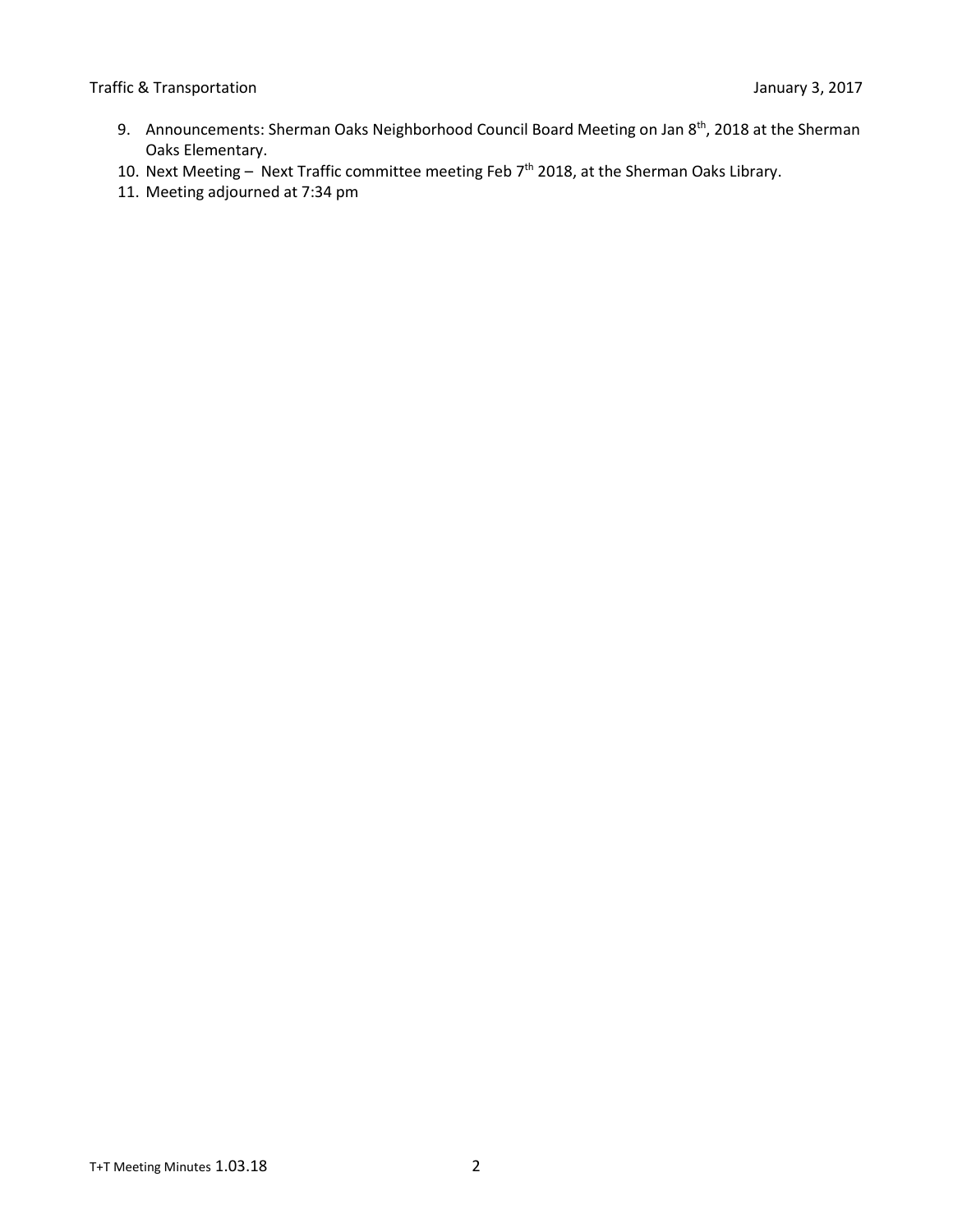9. Announcements: Sherman Oaks Neighborhood Council Board Meeting on Jan 8th, 2018 at the Sherman Oaks Elementary.
10. Next Meeting – Next Traffic committee meeting Feb 7th 2018, at the Sherman Oaks Library.
11. Meeting adjourned at 7:34 pm